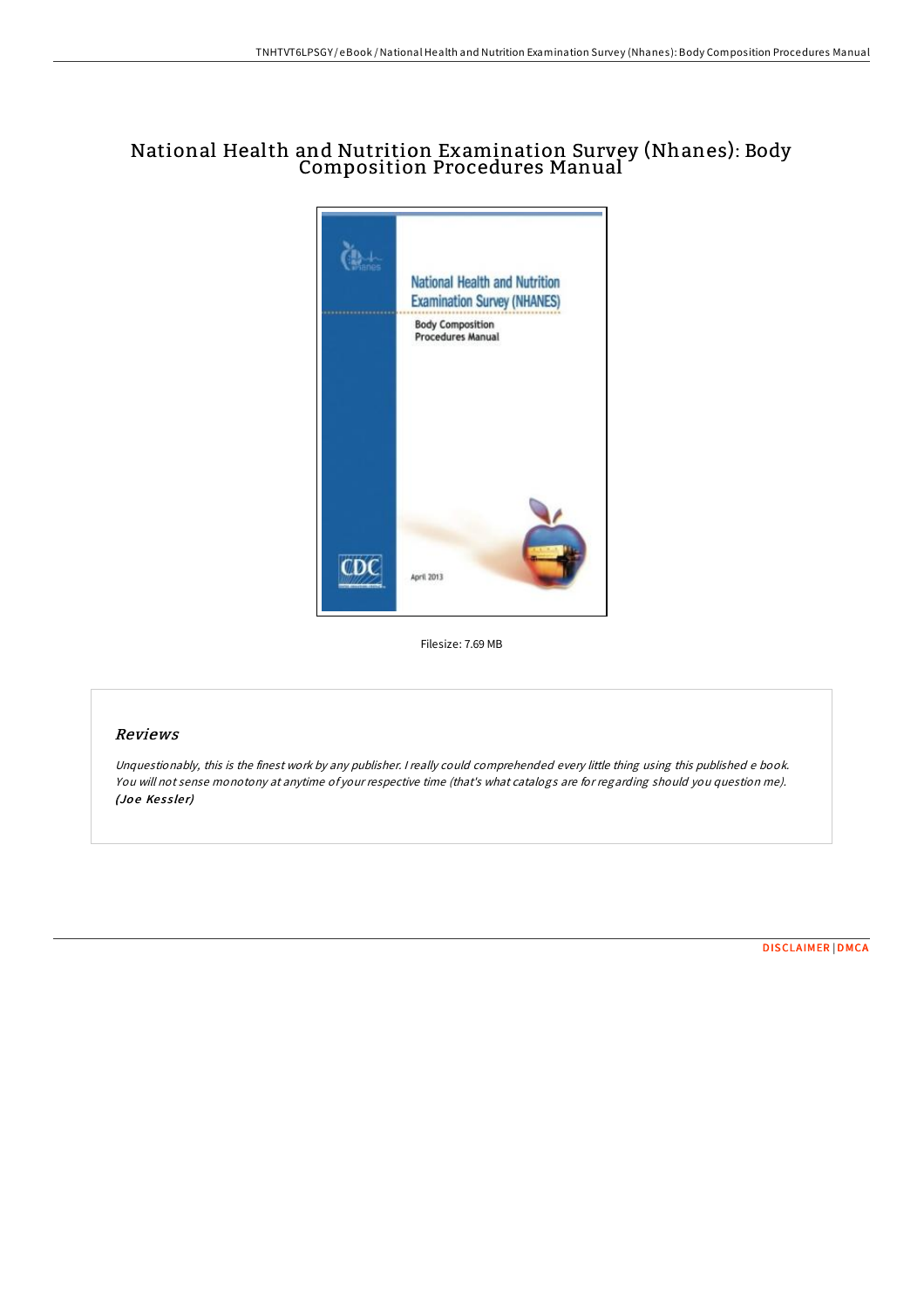# National Health and Nutrition Examination Survey (Nhanes): Body Composition Procedures Manual

Filesize: 7.69 MB

## Reviews

*Unquestionably, this is the finest work by any publisher. I really could comprehended every little thing using this published e book. You will not sense monotony at anytime of your respective time (that's what catalogs are for regarding should you question me).* ***(Joe Kessler)***

DISCLAIMER | DMCA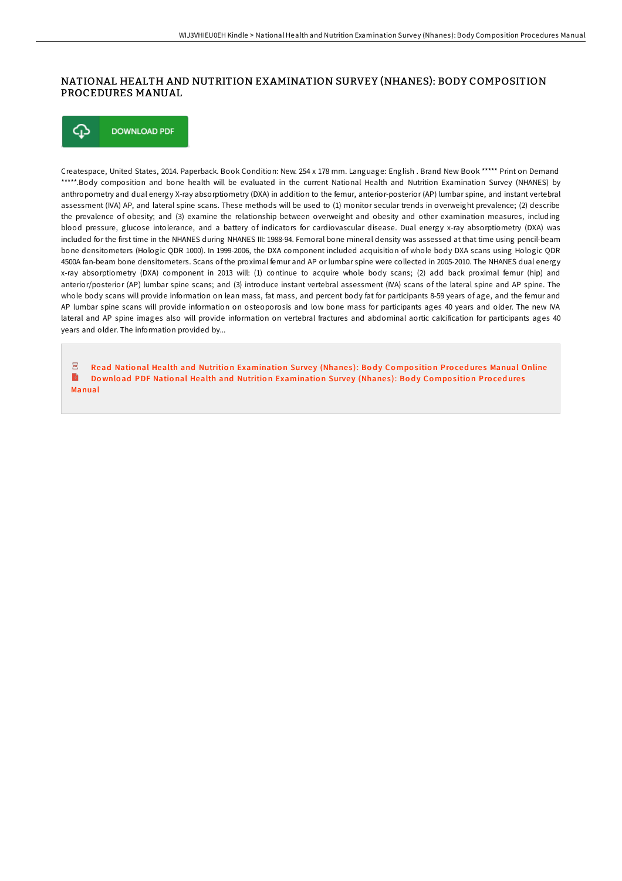# NATIONAL HEALTH AND NUTRITION EXAMINATION SURVEY (NHANES): BODY COMPOSITION PROCEDURES MANUAL

DOWNLOAD PDF

Createspace, United States, 2014. Paperback. Book Condition: New. 254 x 178 mm. Language: English . Brand New Book ***** Print on Demand *****.Body composition and bone health will be evaluated in the current National Health and Nutrition Examination Survey (NHANES) by anthropometry and dual energy X-ray absorptiometry (DXA) in addition to the femur, anterior-posterior (AP) lumbar spine, and instant vertebral assessment (IVA) AP, and lateral spine scans. These methods will be used to (1) monitor secular trends in overweight prevalence; (2) describe the prevalence of obesity; and (3) examine the relationship between overweight and obesity and other examination measures, including blood pressure, glucose intolerance, and a battery of indicators for cardiovascular disease. Dual energy x-ray absorptiometry (DXA) was included for the first time in the NHANES during NHANES III: 1988-94. Femoral bone mineral density was assessed at that time using pencil-beam bone densitometers (Hologic QDR 1000). In 1999-2006, the DXA component included acquisition of whole body DXA scans using Hologic QDR 4500A fan-beam bone densitometers. Scans of the proximal femur and AP or lumbar spine were collected in 2005-2010. The NHANES dual energy x-ray absorptiometry (DXA) component in 2013 will: (1) continue to acquire whole body scans; (2) add back proximal femur (hip) and anterior/posterior (AP) lumbar spine scans; and (3) introduce instant vertebral assessment (IVA) scans of the lateral spine and AP spine. The whole body scans will provide information on lean mass, fat mass, and percent body fat for participants 8-59 years of age, and the femur and AP lumbar spine scans will provide information on osteoporosis and low bone mass for participants ages 40 years and older. The new IVA lateral and AP spine images also will provide information on vertebral fractures and abdominal aortic calcification for participants ages 40 years and older. The information provided by...

Read National Health and Nutrition Examination Survey (Nhanes): Body Composition Procedures Manual Online

Download PDF National Health and Nutrition Examination Survey (Nhanes): Body Composition Procedures Manual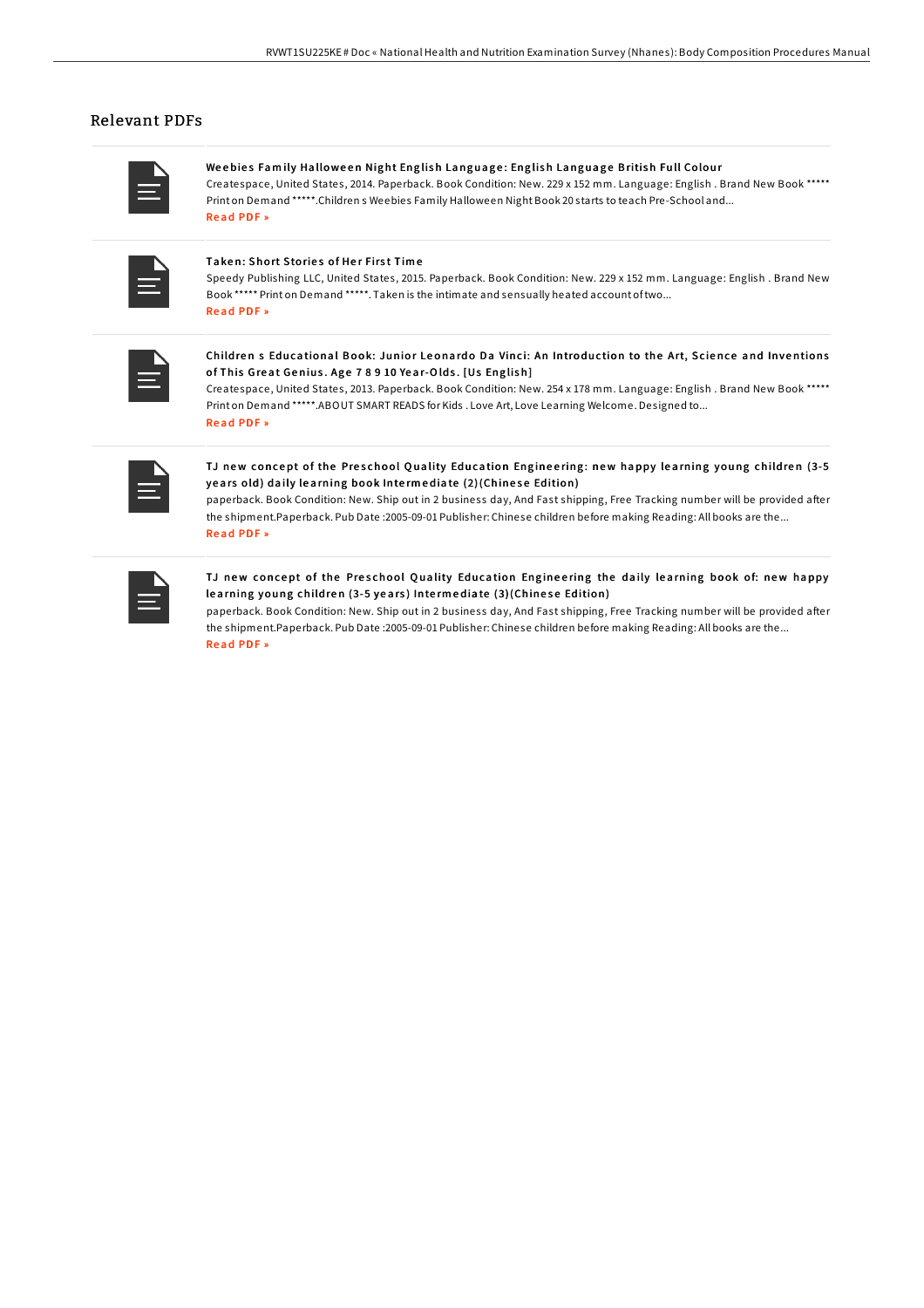## Relevant PDFs

**Weebies Family Halloween Night English Language: English Language British Full Colour**

Createspace, United States, 2014. Paperback. Book Condition: New. 229 x 152 mm. Language: English . Brand New Book ***** Print on Demand *****.Children s Weebies Family Halloween Night Book 20 starts to teach Pre-School and...

Read PDF »

**Taken: Short Stories of Her First Time**

Speedy Publishing LLC, United States, 2015. Paperback. Book Condition: New. 229 x 152 mm. Language: English . Brand New Book ***** Print on Demand *****. Taken is the intimate and sensually heated account of two...

Read PDF »

**Children s Educational Book: Junior Leonardo Da Vinci: An Introduction to the Art, Science and Inventions of This Great Genius. Age 7 8 9 10 Year-Olds. [Us English]**

Createspace, United States, 2013. Paperback. Book Condition: New. 254 x 178 mm. Language: English . Brand New Book ***** Print on Demand *****.ABOUT SMART READS for Kids . Love Art, Love Learning Welcome. Designed to...

Read PDF »

**TJ new concept of the Preschool Quality Education Engineering: new happy learning young children (3-5 years old) daily learning book Intermediate (2)(Chinese Edition)**

paperback. Book Condition: New. Ship out in 2 business day, And Fast shipping, Free Tracking number will be provided after the shipment.Paperback. Pub Date :2005-09-01 Publisher: Chinese children before making Reading: All books are the...

Read PDF »

**TJ new concept of the Preschool Quality Education Engineering the daily learning book of: new happy learning young children (3-5 years) Intermediate (3)(Chinese Edition)**

paperback. Book Condition: New. Ship out in 2 business day, And Fast shipping, Free Tracking number will be provided after the shipment.Paperback. Pub Date :2005-09-01 Publisher: Chinese children before making Reading: All books are the...

Read PDF »